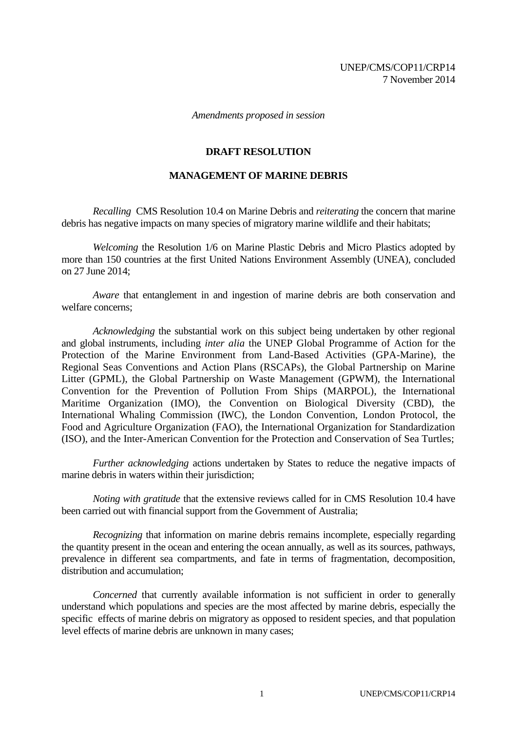UNEP/CMS/COP11/CRP14
7 November 2014

*Amendments proposed in session*

## DRAFT RESOLUTION

## MANAGEMENT OF MARINE DEBRIS

*Recalling* CMS Resolution 10.4 on Marine Debris and *reiterating* the concern that marine debris has negative impacts on many species of migratory marine wildlife and their habitats;

*Welcoming* the Resolution 1/6 on Marine Plastic Debris and Micro Plastics adopted by more than 150 countries at the first United Nations Environment Assembly (UNEA), concluded on 27 June 2014;

*Aware* that entanglement in and ingestion of marine debris are both conservation and welfare concerns;

*Acknowledging* the substantial work on this subject being undertaken by other regional and global instruments, including *inter alia* the UNEP Global Programme of Action for the Protection of the Marine Environment from Land-Based Activities (GPA-Marine), the Regional Seas Conventions and Action Plans (RSCAPs), the Global Partnership on Marine Litter (GPML), the Global Partnership on Waste Management (GPWM), the International Convention for the Prevention of Pollution From Ships (MARPOL), the International Maritime Organization (IMO), the Convention on Biological Diversity (CBD), the International Whaling Commission (IWC), the London Convention, London Protocol, the Food and Agriculture Organization (FAO), the International Organization for Standardization (ISO), and the Inter-American Convention for the Protection and Conservation of Sea Turtles;

*Further acknowledging* actions undertaken by States to reduce the negative impacts of marine debris in waters within their jurisdiction;

*Noting with gratitude* that the extensive reviews called for in CMS Resolution 10.4 have been carried out with financial support from the Government of Australia;

*Recognizing* that information on marine debris remains incomplete, especially regarding the quantity present in the ocean and entering the ocean annually, as well as its sources, pathways, prevalence in different sea compartments, and fate in terms of fragmentation, decomposition, distribution and accumulation;

*Concerned* that currently available information is not sufficient in order to generally understand which populations and species are the most affected by marine debris, especially the specific effects of marine debris on migratory as opposed to resident species, and that population level effects of marine debris are unknown in many cases;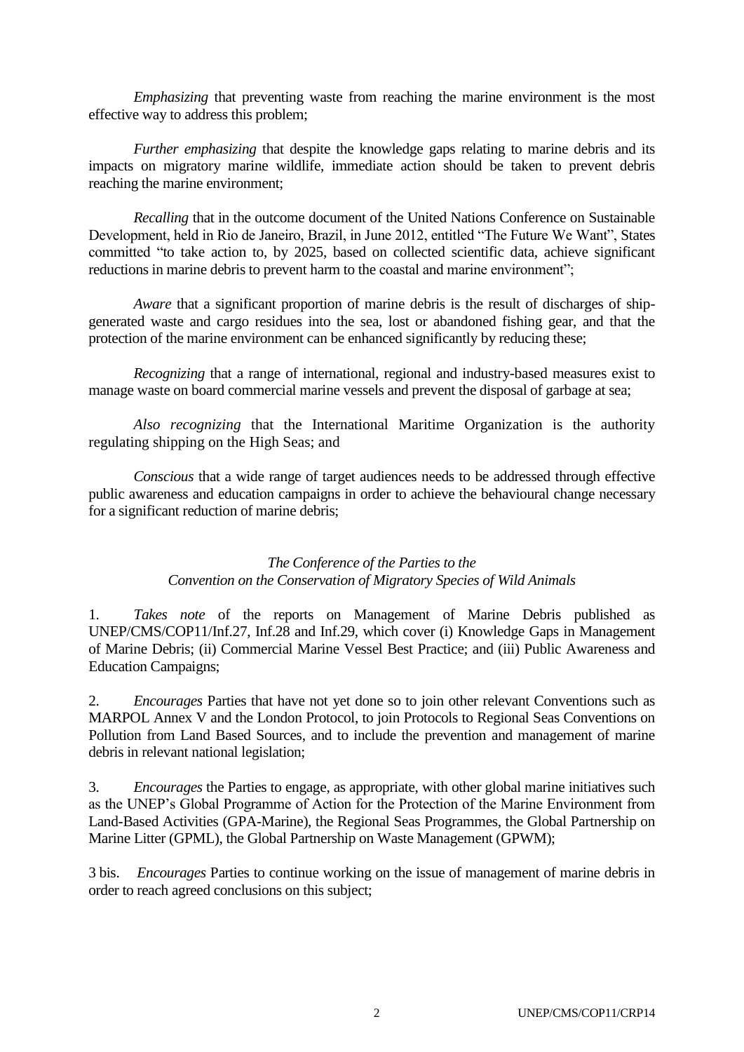*Emphasizing* that preventing waste from reaching the marine environment is the most effective way to address this problem;

*Further emphasizing* that despite the knowledge gaps relating to marine debris and its impacts on migratory marine wildlife, immediate action should be taken to prevent debris reaching the marine environment;

*Recalling* that in the outcome document of the United Nations Conference on Sustainable Development, held in Rio de Janeiro, Brazil, in June 2012, entitled "The Future We Want", States committed "to take action to, by 2025, based on collected scientific data, achieve significant reductions in marine debris to prevent harm to the coastal and marine environment";

*Aware* that a significant proportion of marine debris is the result of discharges of ship-generated waste and cargo residues into the sea, lost or abandoned fishing gear, and that the protection of the marine environment can be enhanced significantly by reducing these;

*Recognizing* that a range of international, regional and industry-based measures exist to manage waste on board commercial marine vessels and prevent the disposal of garbage at sea;

*Also recognizing* that the International Maritime Organization is the authority regulating shipping on the High Seas; and

*Conscious* that a wide range of target audiences needs to be addressed through effective public awareness and education campaigns in order to achieve the behavioural change necessary for a significant reduction of marine debris;

*The Conference of the Parties to the*
*Convention on the Conservation of Migratory Species of Wild Animals*

1. *Takes note* of the reports on Management of Marine Debris published as UNEP/CMS/COP11/Inf.27, Inf.28 and Inf.29, which cover (i) Knowledge Gaps in Management of Marine Debris; (ii) Commercial Marine Vessel Best Practice; and (iii) Public Awareness and Education Campaigns;

2. *Encourages* Parties that have not yet done so to join other relevant Conventions such as MARPOL Annex V and the London Protocol, to join Protocols to Regional Seas Conventions on Pollution from Land Based Sources, and to include the prevention and management of marine debris in relevant national legislation;

3. *Encourages* the Parties to engage, as appropriate, with other global marine initiatives such as the UNEP's Global Programme of Action for the Protection of the Marine Environment from Land-Based Activities (GPA-Marine), the Regional Seas Programmes, the Global Partnership on Marine Litter (GPML), the Global Partnership on Waste Management (GPWM);

3 bis. *Encourages* Parties to continue working on the issue of management of marine debris in order to reach agreed conclusions on this subject;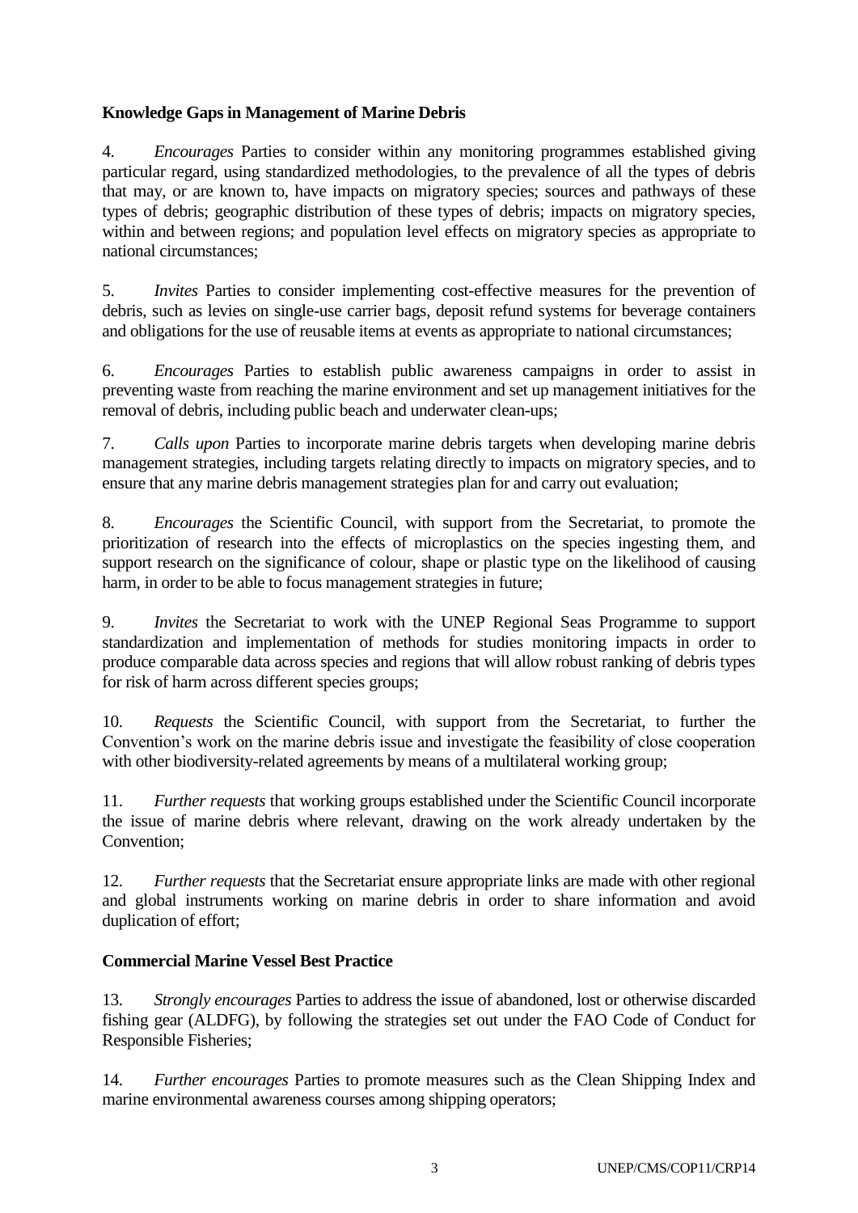**Knowledge Gaps in Management of Marine Debris**

4. *Encourages* Parties to consider within any monitoring programmes established giving particular regard, using standardized methodologies, to the prevalence of all the types of debris that may, or are known to, have impacts on migratory species; sources and pathways of these types of debris; geographic distribution of these types of debris; impacts on migratory species, within and between regions; and population level effects on migratory species as appropriate to national circumstances;

5. *Invites* Parties to consider implementing cost-effective measures for the prevention of debris, such as levies on single-use carrier bags, deposit refund systems for beverage containers and obligations for the use of reusable items at events as appropriate to national circumstances;

6. *Encourages* Parties to establish public awareness campaigns in order to assist in preventing waste from reaching the marine environment and set up management initiatives for the removal of debris, including public beach and underwater clean-ups;

7. *Calls upon* Parties to incorporate marine debris targets when developing marine debris management strategies, including targets relating directly to impacts on migratory species, and to ensure that any marine debris management strategies plan for and carry out evaluation;

8. *Encourages* the Scientific Council, with support from the Secretariat, to promote the prioritization of research into the effects of microplastics on the species ingesting them, and support research on the significance of colour, shape or plastic type on the likelihood of causing harm, in order to be able to focus management strategies in future;

9. *Invites* the Secretariat to work with the UNEP Regional Seas Programme to support standardization and implementation of methods for studies monitoring impacts in order to produce comparable data across species and regions that will allow robust ranking of debris types for risk of harm across different species groups;

10. *Requests* the Scientific Council, with support from the Secretariat, to further the Convention's work on the marine debris issue and investigate the feasibility of close cooperation with other biodiversity-related agreements by means of a multilateral working group;

11. *Further requests* that working groups established under the Scientific Council incorporate the issue of marine debris where relevant, drawing on the work already undertaken by the Convention;

12. *Further requests* that the Secretariat ensure appropriate links are made with other regional and global instruments working on marine debris in order to share information and avoid duplication of effort;

**Commercial Marine Vessel Best Practice**

13. *Strongly encourages* Parties to address the issue of abandoned, lost or otherwise discarded fishing gear (ALDFG), by following the strategies set out under the FAO Code of Conduct for Responsible Fisheries;

14. *Further encourages* Parties to promote measures such as the Clean Shipping Index and marine environmental awareness courses among shipping operators;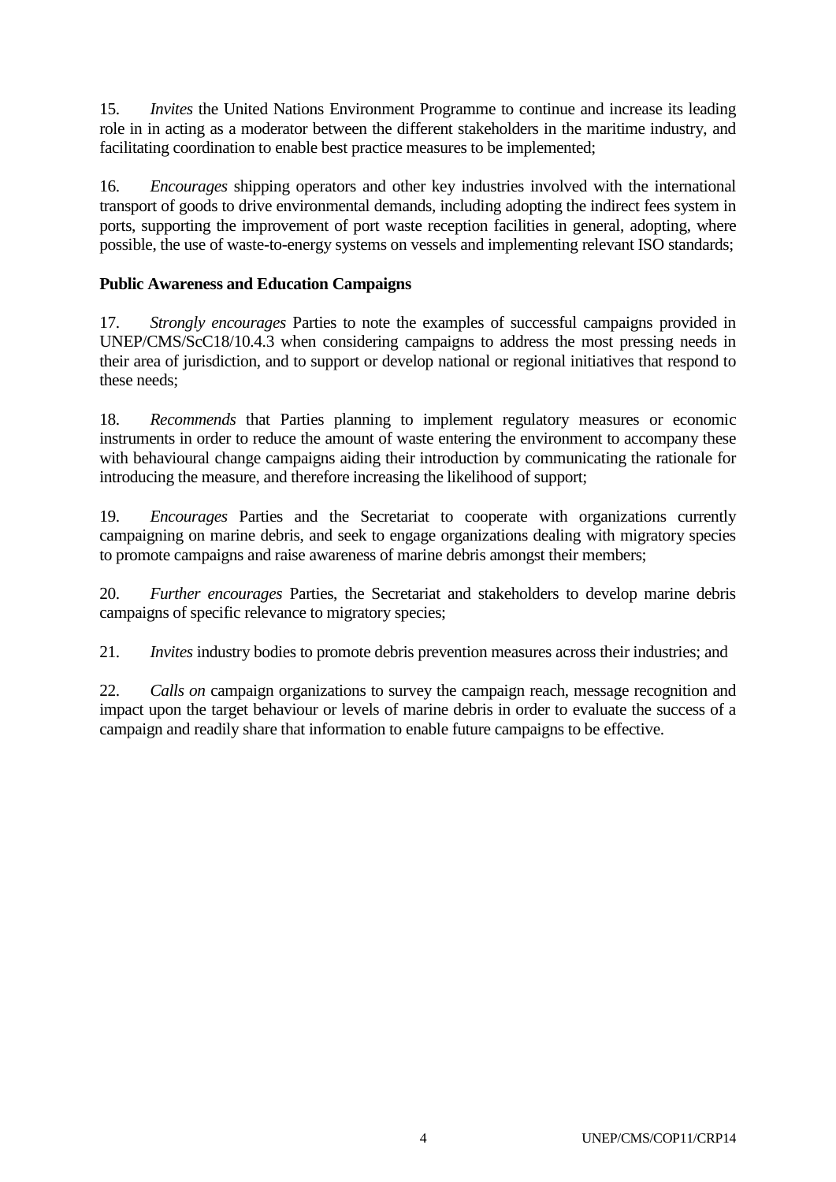15. *Invites* the United Nations Environment Programme to continue and increase its leading role in in acting as a moderator between the different stakeholders in the maritime industry, and facilitating coordination to enable best practice measures to be implemented;

16. *Encourages* shipping operators and other key industries involved with the international transport of goods to drive environmental demands, including adopting the indirect fees system in ports, supporting the improvement of port waste reception facilities in general, adopting, where possible, the use of waste-to-energy systems on vessels and implementing relevant ISO standards;

**Public Awareness and Education Campaigns**

17. *Strongly encourages* Parties to note the examples of successful campaigns provided in UNEP/CMS/ScC18/10.4.3 when considering campaigns to address the most pressing needs in their area of jurisdiction, and to support or develop national or regional initiatives that respond to these needs;

18. *Recommends* that Parties planning to implement regulatory measures or economic instruments in order to reduce the amount of waste entering the environment to accompany these with behavioural change campaigns aiding their introduction by communicating the rationale for introducing the measure, and therefore increasing the likelihood of support;

19. *Encourages* Parties and the Secretariat to cooperate with organizations currently campaigning on marine debris, and seek to engage organizations dealing with migratory species to promote campaigns and raise awareness of marine debris amongst their members;

20. *Further encourages* Parties, the Secretariat and stakeholders to develop marine debris campaigns of specific relevance to migratory species;

21. *Invites* industry bodies to promote debris prevention measures across their industries; and

22. *Calls on* campaign organizations to survey the campaign reach, message recognition and impact upon the target behaviour or levels of marine debris in order to evaluate the success of a campaign and readily share that information to enable future campaigns to be effective.